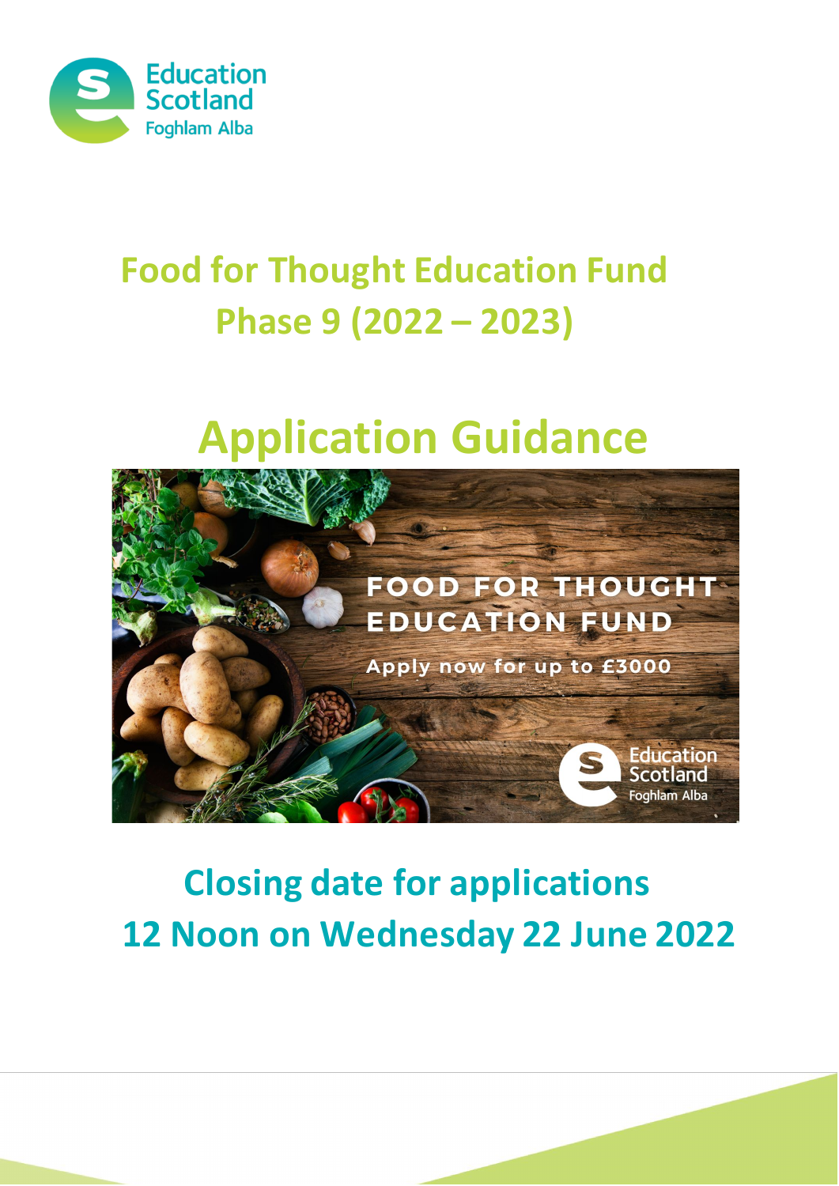Education Scotland
Foghlam Alba

# Food for Thought Education Fund
# Phase 9 (2022 – 2023)

# Application Guidance

FOOD FOR THOUGHT EDUCATION FUND

Apply now for up to £3000

Education Scotland
Foghlam Alba

## Closing date for applications
## 12 Noon on Wednesday 22 June 2022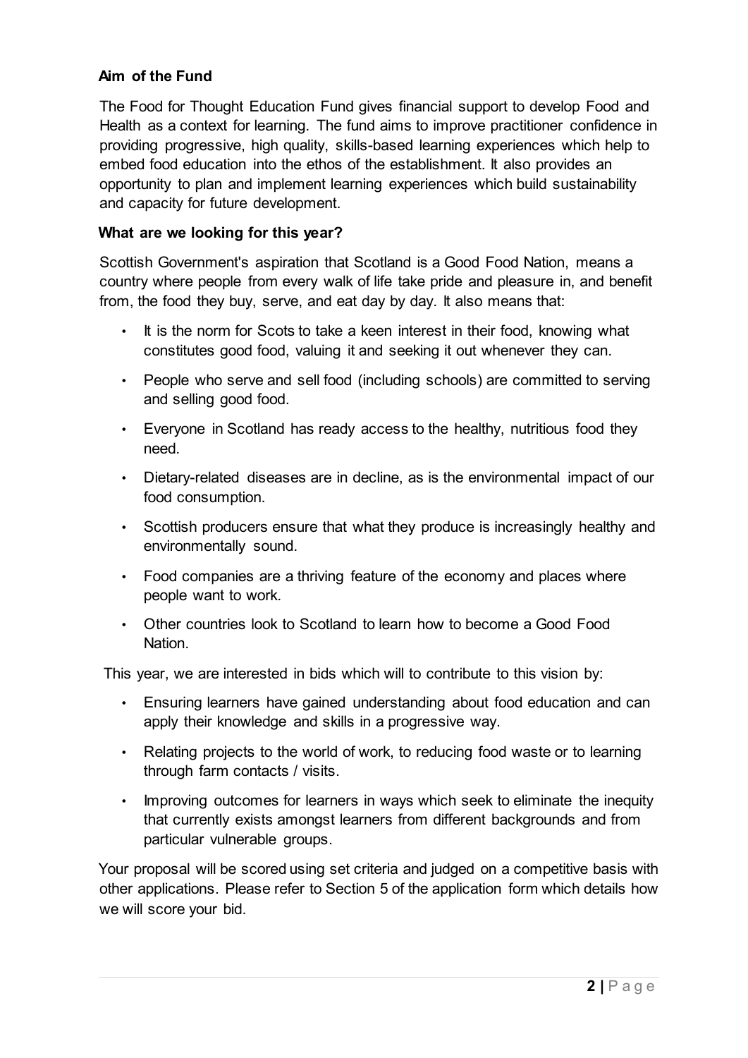**Aim of the Fund**

The Food for Thought Education Fund gives financial support to develop Food and Health as a context for learning. The fund aims to improve practitioner confidence in providing progressive, high quality, skills-based learning experiences which help to embed food education into the ethos of the establishment. It also provides an opportunity to plan and implement learning experiences which build sustainability and capacity for future development.

**What are we looking for this year?**

Scottish Government's aspiration that Scotland is a Good Food Nation, means a country where people from every walk of life take pride and pleasure in, and benefit from, the food they buy, serve, and eat day by day. It also means that:

- It is the norm for Scots to take a keen interest in their food, knowing what constitutes good food, valuing it and seeking it out whenever they can.
- People who serve and sell food (including schools) are committed to serving and selling good food.
- Everyone in Scotland has ready access to the healthy, nutritious food they need.
- Dietary-related diseases are in decline, as is the environmental impact of our food consumption.
- Scottish producers ensure that what they produce is increasingly healthy and environmentally sound.
- Food companies are a thriving feature of the economy and places where people want to work.
- Other countries look to Scotland to learn how to become a Good Food Nation.

This year, we are interested in bids which will to contribute to this vision by:

- Ensuring learners have gained understanding about food education and can apply their knowledge and skills in a progressive way.
- Relating projects to the world of work, to reducing food waste or to learning through farm contacts / visits.
- Improving outcomes for learners in ways which seek to eliminate the inequity that currently exists amongst learners from different backgrounds and from particular vulnerable groups.

Your proposal will be scored using set criteria and judged on a competitive basis with other applications. Please refer to Section 5 of the application form which details how we will score your bid.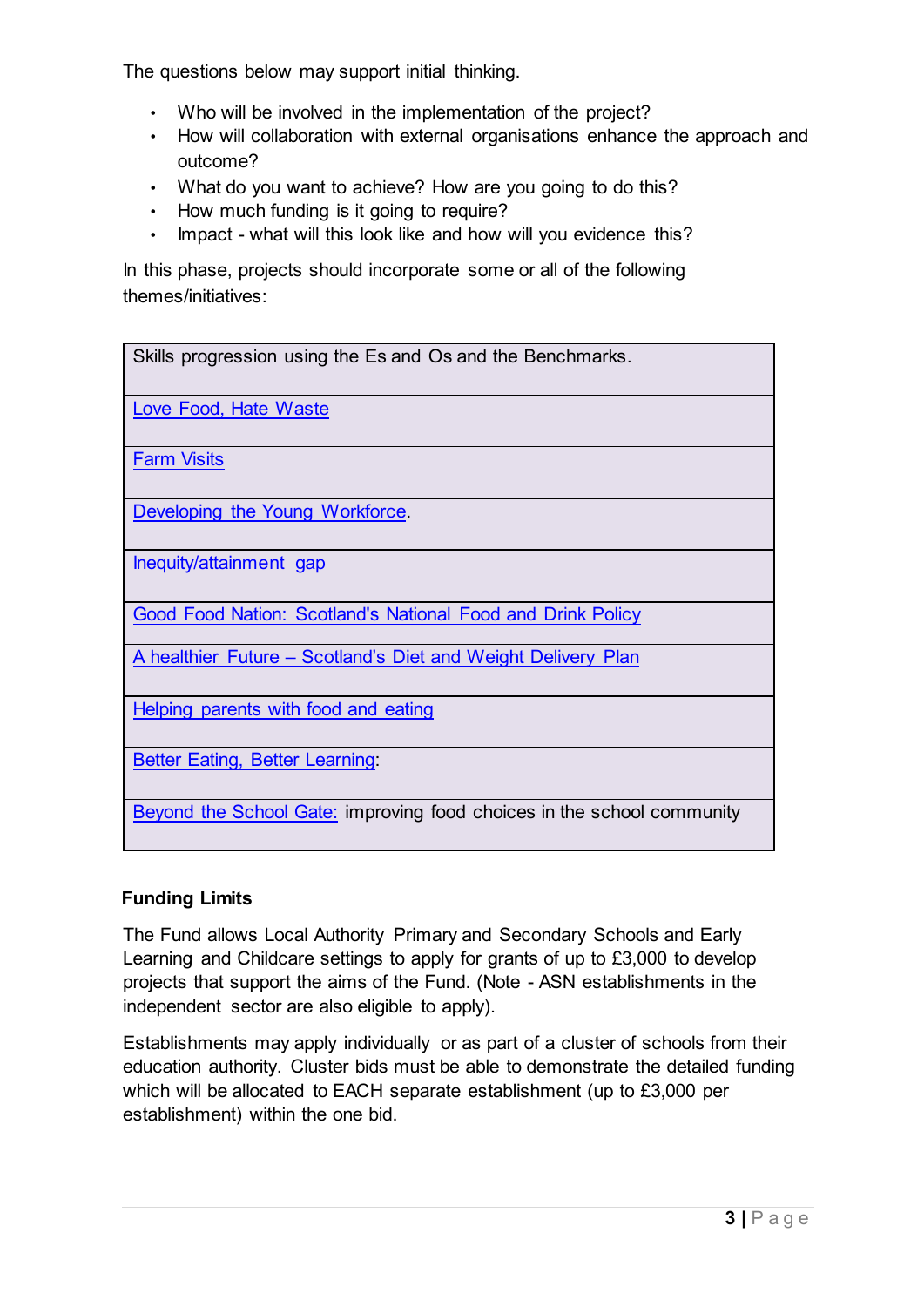The questions below may support initial thinking.

- Who will be involved in the implementation of the project?
- How will collaboration with external organisations enhance the approach and outcome?
- What do you want to achieve? How are you going to do this?
- How much funding is it going to require?
- Impact - what will this look like and how will you evidence this?

In this phase, projects should incorporate some or all of the following themes/initiatives:

| Skills progression using the Es and Os and the Benchmarks. |
| --- |
| Love Food, Hate Waste |
| Farm Visits |
| Developing the Young Workforce. |
| Inequity/attainment gap |
| Good Food Nation: Scotland's National Food and Drink Policy |
| A healthier Future – Scotland's Diet and Weight Delivery Plan |
| Helping parents with food and eating |
| Better Eating, Better Learning: |
| Beyond the School Gate: improving food choices in the school community |

**Funding Limits**

The Fund allows Local Authority Primary and Secondary Schools and Early Learning and Childcare settings to apply for grants of up to £3,000 to develop projects that support the aims of the Fund. (Note - ASN establishments in the independent sector are also eligible to apply).

Establishments may apply individually or as part of a cluster of schools from their education authority. Cluster bids must be able to demonstrate the detailed funding which will be allocated to EACH separate establishment (up to £3,000 per establishment) within the one bid.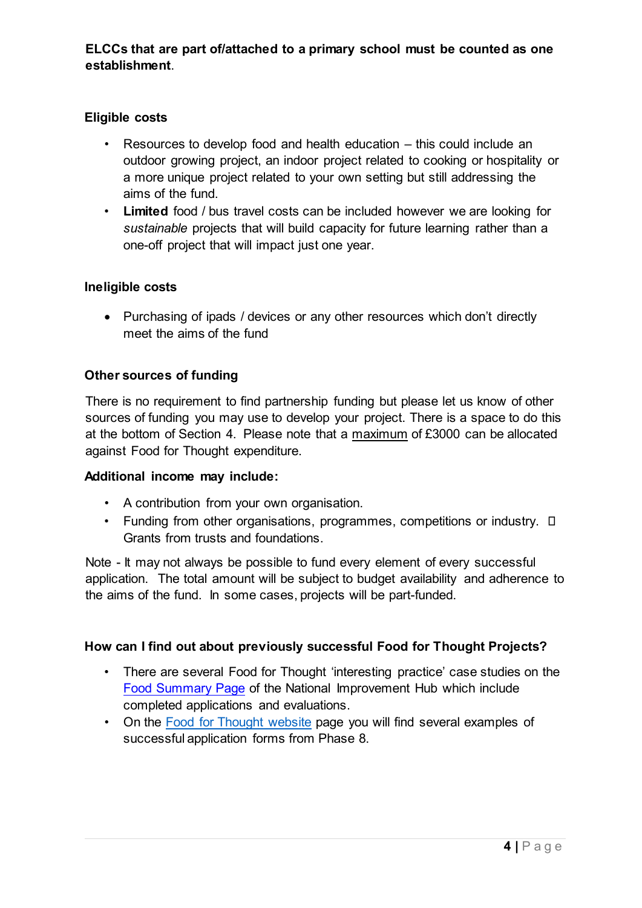**ELCCs that are part of/attached to a primary school must be counted as one establishment**.

**Eligible costs**

- Resources to develop food and health education – this could include an outdoor growing project, an indoor project related to cooking or hospitality or a more unique project related to your own setting but still addressing the aims of the fund.
- **Limited** food / bus travel costs can be included however we are looking for *sustainable* projects that will build capacity for future learning rather than a one-off project that will impact just one year.

**Ineligible costs**

- Purchasing of ipads / devices or any other resources which don't directly meet the aims of the fund

**Other sources of funding**

There is no requirement to find partnership funding but please let us know of other sources of funding you may use to develop your project. There is a space to do this at the bottom of Section 4. Please note that a maximum of £3000 can be allocated against Food for Thought expenditure.

**Additional income may include:**

- A contribution from your own organisation.
- Funding from other organisations, programmes, competitions or industry.  Grants from trusts and foundations.

Note - It may not always be possible to fund every element of every successful application. The total amount will be subject to budget availability and adherence to the aims of the fund. In some cases, projects will be part-funded.

**How can I find out about previously successful Food for Thought Projects?**

- There are several Food for Thought 'interesting practice' case studies on the Food Summary Page of the National Improvement Hub which include completed applications and evaluations.
- On the Food for Thought website page you will find several examples of successful application forms from Phase 8.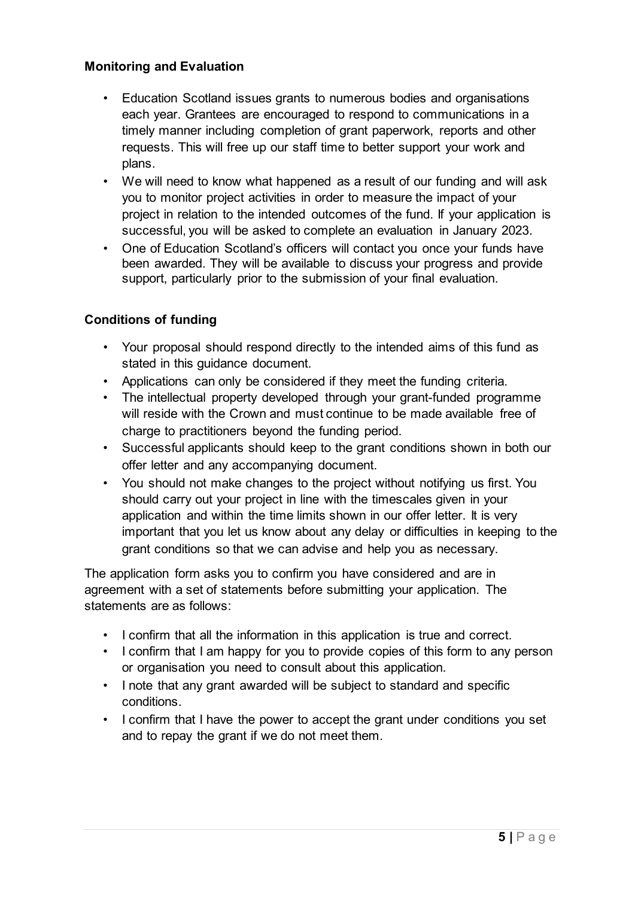**Monitoring and Evaluation**

- Education Scotland issues grants to numerous bodies and organisations each year. Grantees are encouraged to respond to communications in a timely manner including completion of grant paperwork, reports and other requests. This will free up our staff time to better support your work and plans.
- We will need to know what happened as a result of our funding and will ask you to monitor project activities in order to measure the impact of your project in relation to the intended outcomes of the fund. If your application is successful, you will be asked to complete an evaluation in January 2023.
- One of Education Scotland's officers will contact you once your funds have been awarded. They will be available to discuss your progress and provide support, particularly prior to the submission of your final evaluation.

**Conditions of funding**

- Your proposal should respond directly to the intended aims of this fund as stated in this guidance document.
- Applications can only be considered if they meet the funding criteria.
- The intellectual property developed through your grant-funded programme will reside with the Crown and must continue to be made available free of charge to practitioners beyond the funding period.
- Successful applicants should keep to the grant conditions shown in both our offer letter and any accompanying document.
- You should not make changes to the project without notifying us first. You should carry out your project in line with the timescales given in your application and within the time limits shown in our offer letter. It is very important that you let us know about any delay or difficulties in keeping to the grant conditions so that we can advise and help you as necessary.

The application form asks you to confirm you have considered and are in agreement with a set of statements before submitting your application. The statements are as follows:

- I confirm that all the information in this application is true and correct.
- I confirm that I am happy for you to provide copies of this form to any person or organisation you need to consult about this application.
- I note that any grant awarded will be subject to standard and specific conditions.
- I confirm that I have the power to accept the grant under conditions you set and to repay the grant if we do not meet them.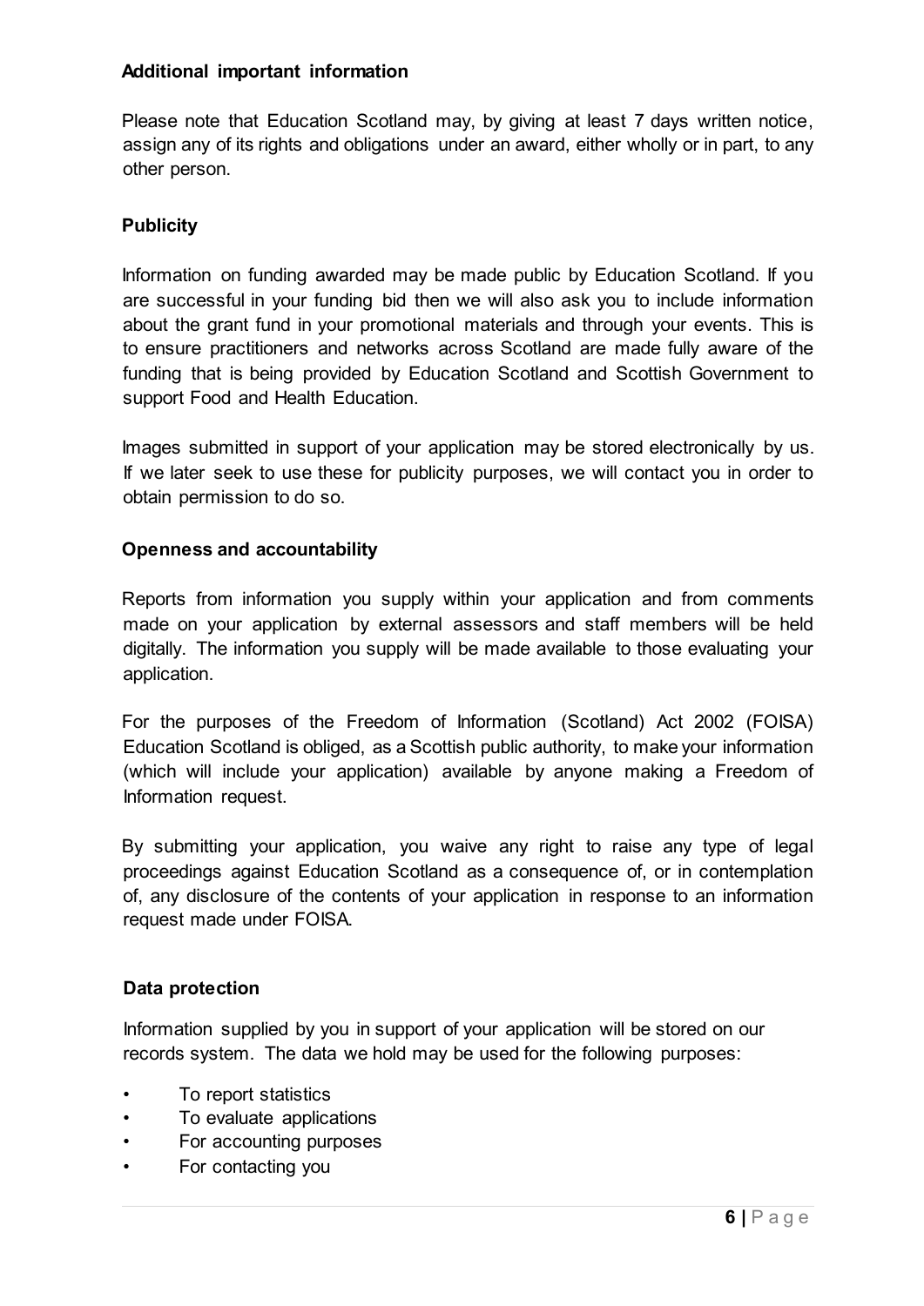**Additional important information**

Please note that Education Scotland may, by giving at least 7 days written notice, assign any of its rights and obligations under an award, either wholly or in part, to any other person.

**Publicity**

Information on funding awarded may be made public by Education Scotland. If you are successful in your funding bid then we will also ask you to include information about the grant fund in your promotional materials and through your events. This is to ensure practitioners and networks across Scotland are made fully aware of the funding that is being provided by Education Scotland and Scottish Government to support Food and Health Education.

Images submitted in support of your application may be stored electronically by us. If we later seek to use these for publicity purposes, we will contact you in order to obtain permission to do so.

**Openness and accountability**

Reports from information you supply within your application and from comments made on your application by external assessors and staff members will be held digitally. The information you supply will be made available to those evaluating your application.

For the purposes of the Freedom of Information (Scotland) Act 2002 (FOISA) Education Scotland is obliged, as a Scottish public authority, to make your information (which will include your application) available by anyone making a Freedom of Information request.

By submitting your application, you waive any right to raise any type of legal proceedings against Education Scotland as a consequence of, or in contemplation of, any disclosure of the contents of your application in response to an information request made under FOISA.

**Data protection**

Information supplied by you in support of your application will be stored on our records system. The data we hold may be used for the following purposes:

- To report statistics
- To evaluate applications
- For accounting purposes
- For contacting you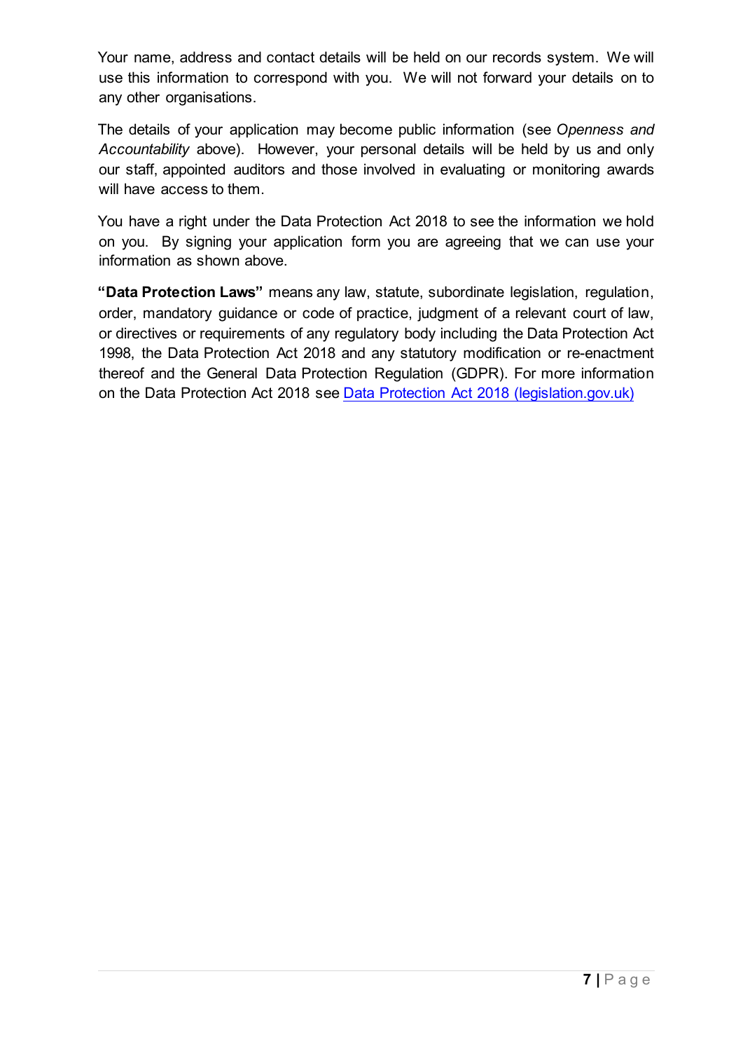Your name, address and contact details will be held on our records system. We will use this information to correspond with you. We will not forward your details on to any other organisations.

The details of your application may become public information (see *Openness and Accountability* above). However, your personal details will be held by us and only our staff, appointed auditors and those involved in evaluating or monitoring awards will have access to them.

You have a right under the Data Protection Act 2018 to see the information we hold on you. By signing your application form you are agreeing that we can use your information as shown above.

**"Data Protection Laws"** means any law, statute, subordinate legislation, regulation, order, mandatory guidance or code of practice, judgment of a relevant court of law, or directives or requirements of any regulatory body including the Data Protection Act 1998, the Data Protection Act 2018 and any statutory modification or re-enactment thereof and the General Data Protection Regulation (GDPR). For more information on the Data Protection Act 2018 see [Data Protection Act 2018 (legislation.gov.uk)]